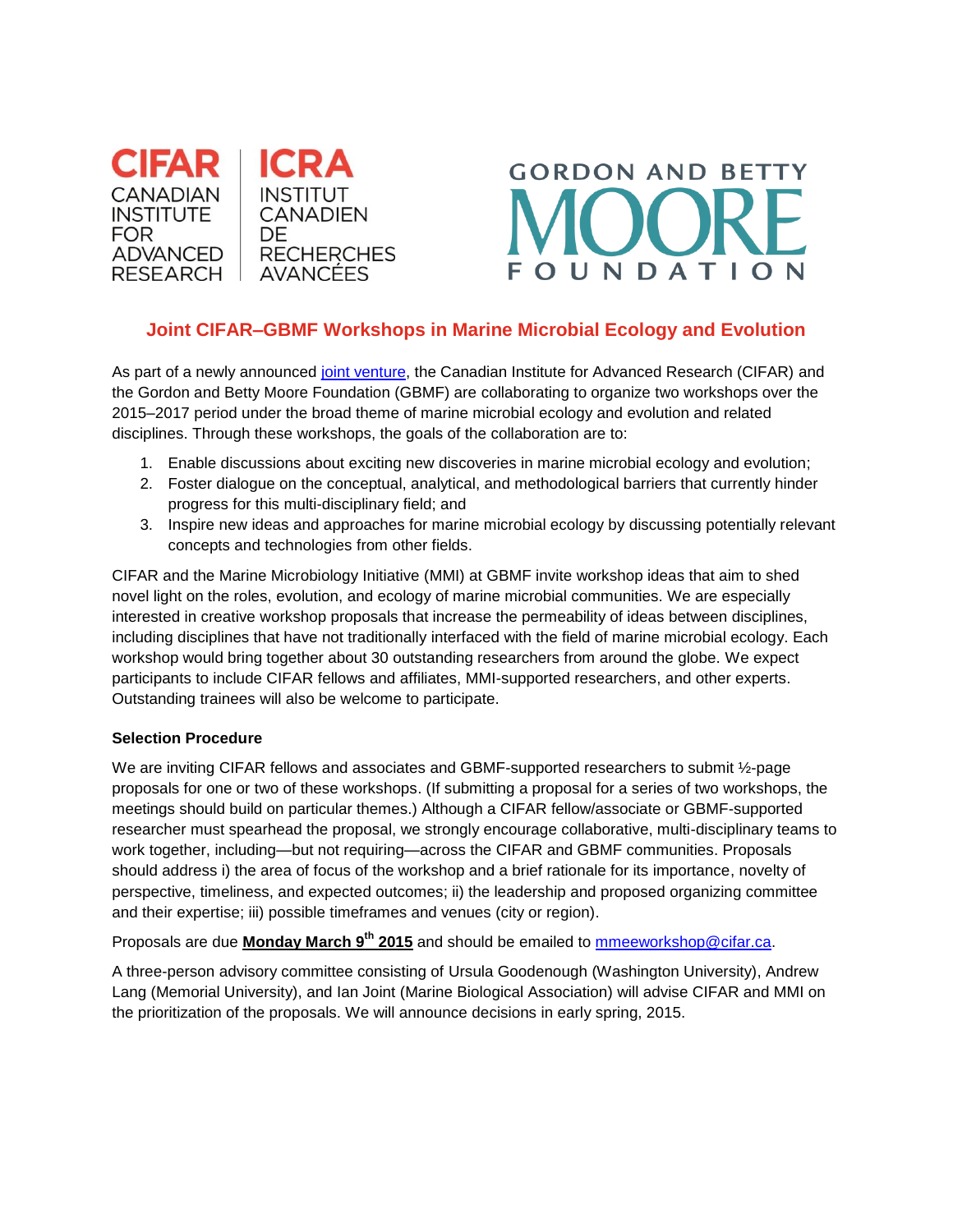CIFAR CANADIAN INSTITUTE FOR ADVANCED RESEARCH | ICRA INSTITUT CANADIEN DE RECHERCHES AVANCÉES

GORDON AND BETTY MOORE FOUNDATION

## Joint CIFAR–GBMF Workshops in Marine Microbial Ecology and Evolution

As part of a newly announced joint venture, the Canadian Institute for Advanced Research (CIFAR) and the Gordon and Betty Moore Foundation (GBMF) are collaborating to organize two workshops over the 2015–2017 period under the broad theme of marine microbial ecology and evolution and related disciplines. Through these workshops, the goals of the collaboration are to:

1. Enable discussions about exciting new discoveries in marine microbial ecology and evolution;
2. Foster dialogue on the conceptual, analytical, and methodological barriers that currently hinder progress for this multi-disciplinary field; and
3. Inspire new ideas and approaches for marine microbial ecology by discussing potentially relevant concepts and technologies from other fields.

CIFAR and the Marine Microbiology Initiative (MMI) at GBMF invite workshop ideas that aim to shed novel light on the roles, evolution, and ecology of marine microbial communities. We are especially interested in creative workshop proposals that increase the permeability of ideas between disciplines, including disciplines that have not traditionally interfaced with the field of marine microbial ecology. Each workshop would bring together about 30 outstanding researchers from around the globe. We expect participants to include CIFAR fellows and affiliates, MMI-supported researchers, and other experts. Outstanding trainees will also be welcome to participate.

**Selection Procedure**

We are inviting CIFAR fellows and associates and GBMF-supported researchers to submit ½-page proposals for one or two of these workshops. (If submitting a proposal for a series of two workshops, the meetings should build on particular themes.) Although a CIFAR fellow/associate or GBMF-supported researcher must spearhead the proposal, we strongly encourage collaborative, multi-disciplinary teams to work together, including—but not requiring—across the CIFAR and GBMF communities. Proposals should address i) the area of focus of the workshop and a brief rationale for its importance, novelty of perspective, timeliness, and expected outcomes; ii) the leadership and proposed organizing committee and their expertise; iii) possible timeframes and venues (city or region).

Proposals are due **Monday March 9th 2015** and should be emailed to mmeeworkshop@cifar.ca.

A three-person advisory committee consisting of Ursula Goodenough (Washington University), Andrew Lang (Memorial University), and Ian Joint (Marine Biological Association) will advise CIFAR and MMI on the prioritization of the proposals. We will announce decisions in early spring, 2015.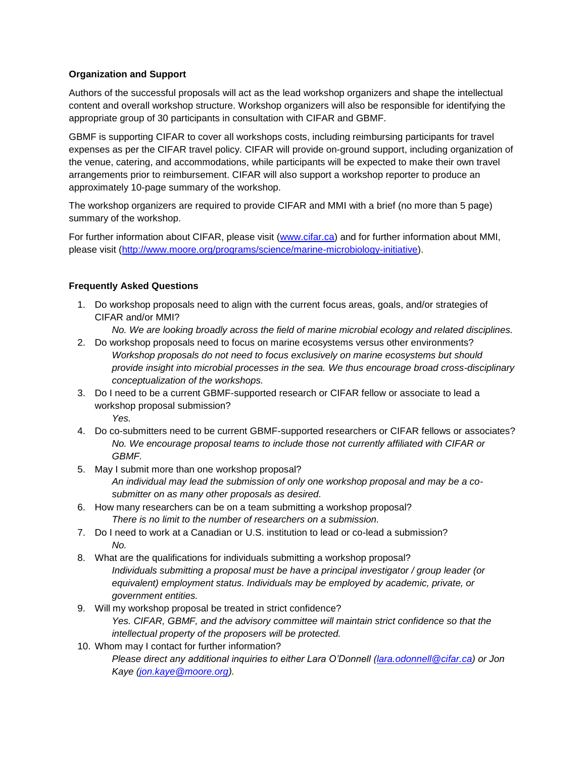**Organization and Support**

Authors of the successful proposals will act as the lead workshop organizers and shape the intellectual content and overall workshop structure. Workshop organizers will also be responsible for identifying the appropriate group of 30 participants in consultation with CIFAR and GBMF.

GBMF is supporting CIFAR to cover all workshops costs, including reimbursing participants for travel expenses as per the CIFAR travel policy. CIFAR will provide on-ground support, including organization of the venue, catering, and accommodations, while participants will be expected to make their own travel arrangements prior to reimbursement. CIFAR will also support a workshop reporter to produce an approximately 10-page summary of the workshop.

The workshop organizers are required to provide CIFAR and MMI with a brief (no more than 5 page) summary of the workshop.

For further information about CIFAR, please visit (www.cifar.ca) and for further information about MMI, please visit (http://www.moore.org/programs/science/marine-microbiology-initiative).

**Frequently Asked Questions**

1. Do workshop proposals need to align with the current focus areas, goals, and/or strategies of CIFAR and/or MMI?
   *No. We are looking broadly across the field of marine microbial ecology and related disciplines.*
2. Do workshop proposals need to focus on marine ecosystems versus other environments?
   *Workshop proposals do not need to focus exclusively on marine ecosystems but should provide insight into microbial processes in the sea. We thus encourage broad cross-disciplinary conceptualization of the workshops.*
3. Do I need to be a current GBMF-supported research or CIFAR fellow or associate to lead a workshop proposal submission?
   *Yes.*
4. Do co-submitters need to be current GBMF-supported researchers or CIFAR fellows or associates?
   *No. We encourage proposal teams to include those not currently affiliated with CIFAR or GBMF.*
5. May I submit more than one workshop proposal?
   *An individual may lead the submission of only one workshop proposal and may be a co-submitter on as many other proposals as desired.*
6. How many researchers can be on a team submitting a workshop proposal?
   *There is no limit to the number of researchers on a submission.*
7. Do I need to work at a Canadian or U.S. institution to lead or co-lead a submission?
   *No.*
8. What are the qualifications for individuals submitting a workshop proposal?
   *Individuals submitting a proposal must be have a principal investigator / group leader (or equivalent) employment status. Individuals may be employed by academic, private, or government entities.*
9. Will my workshop proposal be treated in strict confidence?
   *Yes. CIFAR, GBMF, and the advisory committee will maintain strict confidence so that the intellectual property of the proposers will be protected.*
10. Whom may I contact for further information?
    *Please direct any additional inquiries to either Lara O'Donnell (lara.odonnell@cifar.ca) or Jon Kaye (jon.kaye@moore.org).*